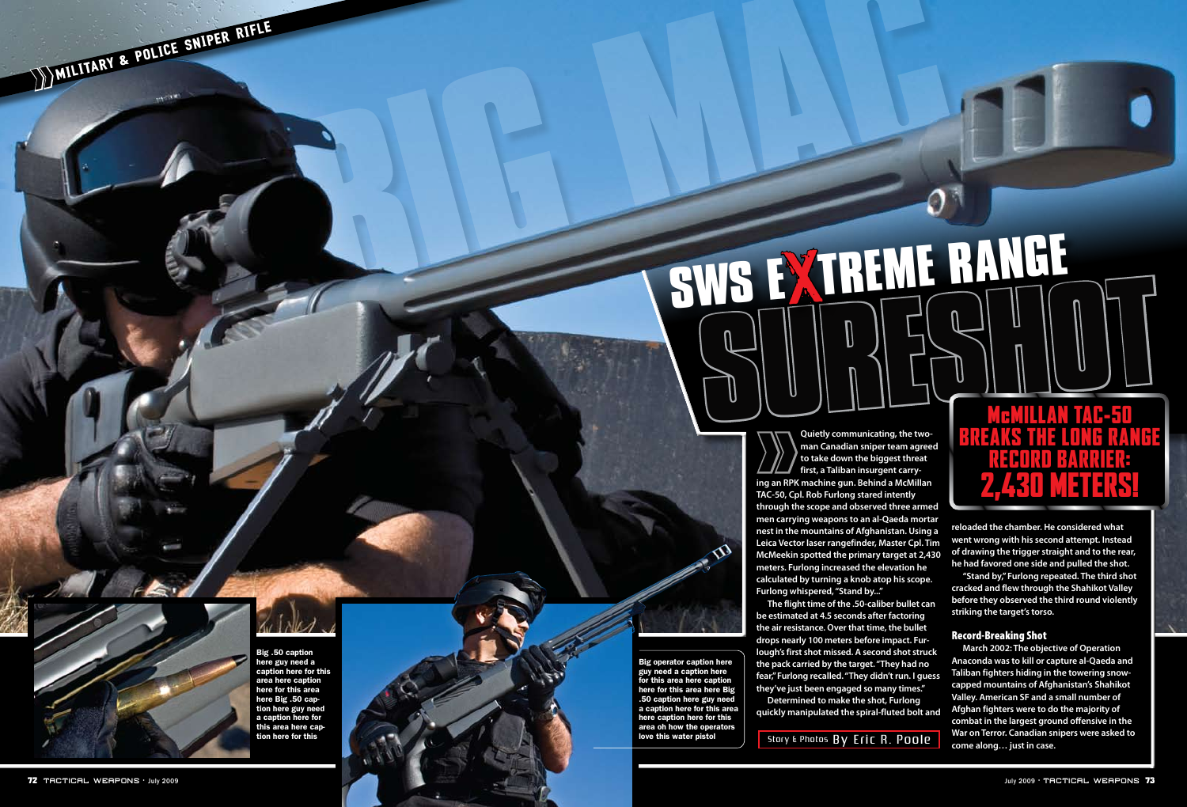MILITARY & POLICE SNIPER RIFLE

# SWS EXTREME RANGE SURESHOT

## McMILLAN TAC-50 BREAKS THE LONG RANGE RECORD BARRIER: 2,430 METERS!

Story & Photos By Eric R. Poole

Quietly communicating, the two-man Canadian sniper team agreed to take down the biggest threat first, a Taliban insurgent carrying an RPK machine gun. Behind a McMillan TAC-50, Cpl. Rob Furlong stared intently through the scope and observed three armed men carrying weapons to an al-Qaeda mortar nest in the mountains of Afghanistan. Using a Leica Vector laser rangefinder, Master Cpl. Tim McMeekin spotted the primary target at 2,430 meters. Furlong increased the elevation he calculated by turning a knob atop his scope. Furlong whispered, "Stand by..."

The flight time of the .50-caliber bullet can be estimated at 4.5 seconds after factoring the air resistance. Over that time, the bullet drops nearly 100 meters before impact. Furlough's first shot missed. A second shot struck the pack carried by the target. "They had no fear," Furlong recalled. "They didn't run. I guess they've just been engaged so many times."

Determined to make the shot, Furlong quickly manipulated the spiral-fluted bolt and reloaded the chamber. He considered what went wrong with his second attempt. Instead of drawing the trigger straight and to the rear, he had favored one side and pulled the shot.

"Stand by," Furlong repeated. The third shot cracked and flew through the Shahikot Valley before they observed the third round violently striking the target's torso.

### Record-Breaking Shot

March 2002: The objective of Operation Anaconda was to kill or capture al-Qaeda and Taliban fighters hiding in the towering snow-capped mountains of Afghanistan's Shahikot Valley. American SF and a small number of Afghan fighters were to do the majority of combat in the largest ground offensive in the War on Terror. Canadian snipers were asked to come along… just in case.

Big .50 caption here guy need a caption here for this area here caption here for this area here Big .50 caption here guy need a caption here for this area here caption here for this

Big operator caption here guy need a caption here for this area here caption here for this area here Big .50 caption here guy need a caption here for this area here caption here for this area oh how the operators love this water pistol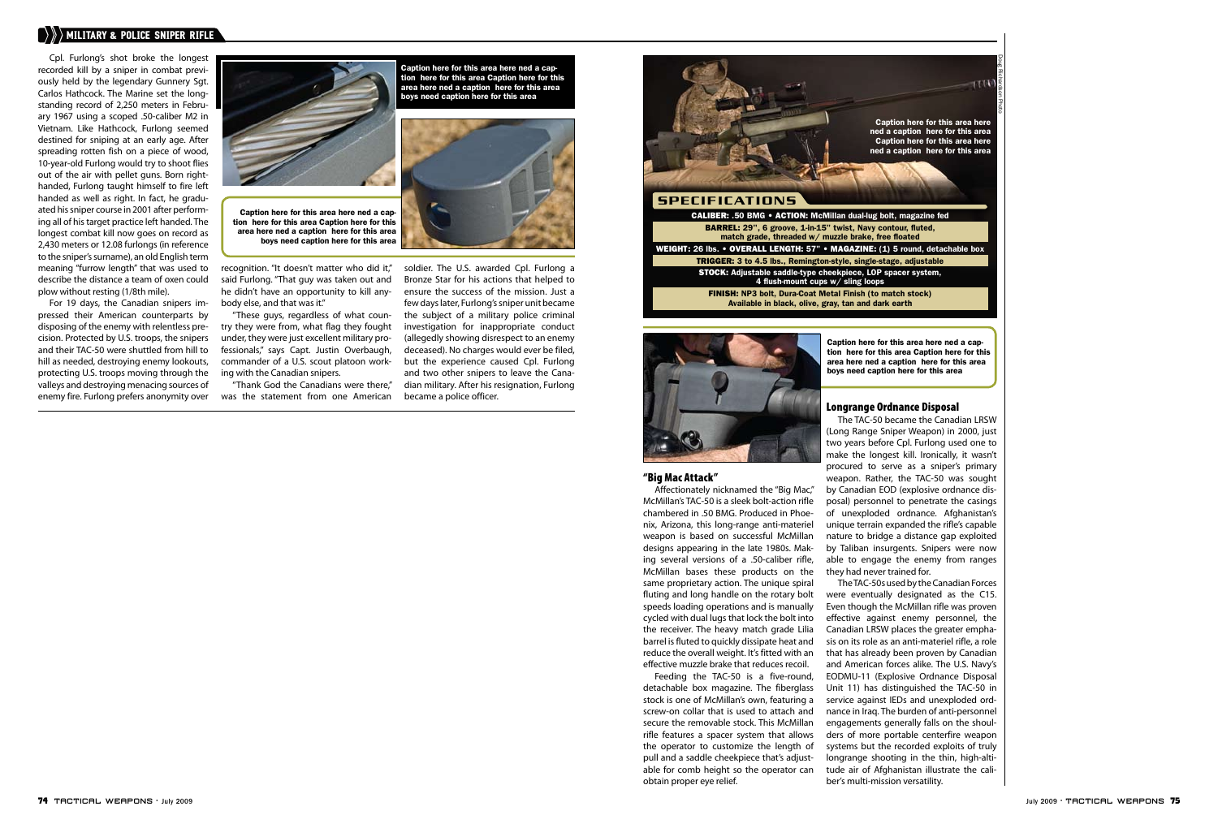Cpl. Furlong's shot broke the longest recorded kill by a sniper in combat previously held by the legendary Gunnery Sgt. Carlos Hathcock. The Marine set the long-standing record of 2,250 meters in February 1967 using a scoped .50-caliber M2 in Vietnam. Like Hathcock, Furlong seemed destined for sniping at an early age. After spreading rotten fish on a piece of wood, 10-year-old Furlong would try to shoot flies out of the air with pellet guns. Born right-handed, Furlong taught himself to fire left handed as well as right. In fact, he graduated his sniper course in 2001 after performing all of his target practice left handed. The longest combat kill now goes on record as 2,430 meters or 12.08 furlongs (in reference to the sniper's surname), an old English term meaning "furrow length" that was used to describe the distance a team of oxen could plow without resting (1/8th mile).

For 19 days, the Canadian snipers impressed their American counterparts by disposing of the enemy with relentless precision. Protected by U.S. troops, the snipers and their TAC-50 were shuttled from hill to hill as needed, destroying enemy lookouts, protecting U.S. troops moving through the valleys and destroying menacing sources of enemy fire. Furlong prefers anonymity over recognition. "It doesn't matter who did it," said Furlong. "That guy was taken out and he didn't have an opportunity to kill anybody else, and that was it."

"These guys, regardless of what country they were from, what flag they fought under, they were just excellent military professionals," says Capt. Justin Overbaugh, commander of a U.S. scout platoon working with the Canadian snipers.

"Thank God the Canadians were there," was the statement from one American soldier. The U.S. awarded Cpl. Furlong a Bronze Star for his actions that helped to ensure the success of the mission. Just a few days later, Furlong's sniper unit became the subject of a military police criminal investigation for inappropriate conduct (allegedly showing disrespect to an enemy deceased). No charges would ever be filed, but the experience caused Cpl. Furlong and two other snipers to leave the Canadian military. After his resignation, Furlong became a police officer.

Caption here for this area here ned a caption here for this area Caption here for this area here ned a caption here for this area boys need caption here for this area

Caption here for this area here ned a caption here for this area Caption here for this area here ned a caption here for this area boys need caption here for this area

Caption here for this area here ned a caption here for this area Caption here for this area here ned a caption here for this area

Doug Richardson Photo

## SPECIFICATIONS

**CALIBER:** .50 BMG • **ACTION:** McMillan dual-lug bolt, magazine fed

**BARREL:** 29", 6 groove, 1-in-15" twist, Navy contour, fluted, match grade, threaded w/ muzzle brake, free floated

**WEIGHT:** 26 lbs. • **OVERALL LENGTH:** 57" • **MAGAZINE:** (1) 5 round, detachable box

**TRIGGER:** 3 to 4.5 lbs., Remington-style, single-stage, adjustable

**STOCK:** Adjustable saddle-type cheekpiece, LOP spacer system, 4 flush-mount cups w/ sling loops

**FINISH:** NP3 bolt, Dura-Coat Metal Finish (to match stock) Available in black, olive, gray, tan and dark earth

Caption here for this area here ned a caption here for this area Caption here for this area here ned a caption here for this area boys need caption here for this area

## "Big Mac Attack"

Affectionately nicknamed the "Big Mac," McMillan's TAC-50 is a sleek bolt-action rifle chambered in .50 BMG. Produced in Phoenix, Arizona, this long-range anti-materiel weapon is based on successful McMillan designs appearing in the late 1980s. Making several versions of a .50-caliber rifle, McMillan bases these products on the same proprietary action. The unique spiral fluting and long handle on the rotary bolt speeds loading operations and is manually cycled with dual lugs that lock the bolt into the receiver. The heavy match grade Lilia barrel is fluted to quickly dissipate heat and reduce the overall weight. It's fitted with an effective muzzle brake that reduces recoil.

Feeding the TAC-50 is a five-round, detachable box magazine. The fiberglass stock is one of McMillan's own, featuring a screw-on collar that is used to attach and secure the removable stock. This McMillan rifle features a spacer system that allows the operator to customize the length of pull and a saddle cheekpiece that's adjustable for comb height so the operator can obtain proper eye relief.

## Longrange Ordnance Disposal

The TAC-50 became the Canadian LRSW (Long Range Sniper Weapon) in 2000, just two years before Cpl. Furlong used one to make the longest kill. Ironically, it wasn't procured to serve as a sniper's primary weapon. Rather, the TAC-50 was sought by Canadian EOD (explosive ordnance disposal) personnel to penetrate the casings of unexploded ordnance. Afghanistan's unique terrain expanded the rifle's capable nature to bridge a distance gap exploited by Taliban insurgents. Snipers were now able to engage the enemy from ranges they had never trained for.

The TAC-50s used by the Canadian Forces were eventually designated as the C15. Even though the McMillan rifle was proven effective against enemy personnel, the Canadian LRSW places the greater emphasis on its role as an anti-materiel rifle, a role that has already been proven by Canadian and American forces alike. The U.S. Navy's EODMU-11 (Explosive Ordnance Disposal Unit 11) has distinguished the TAC-50 in service against IEDs and unexploded ordnance in Iraq. The burden of anti-personnel engagements generally falls on the shoulders of more portable centerfire weapon systems but the recorded exploits of truly longrange shooting in the thin, high-altitude air of Afghanistan illustrate the caliber's multi-mission versatility.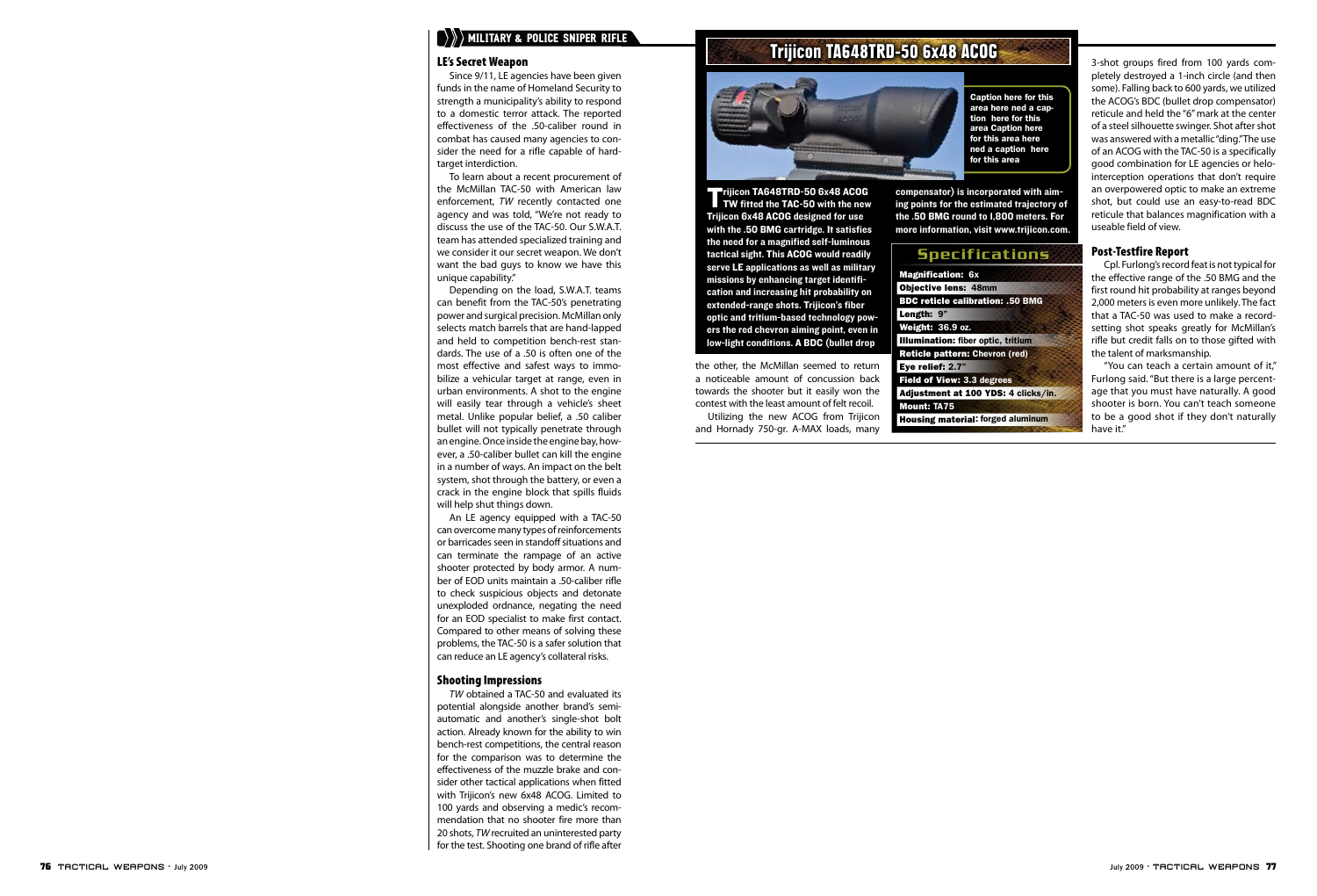## LE's Secret Weapon

Since 9/11, LE agencies have been given funds in the name of Homeland Security to strength a municipality's ability to respond to a domestic terror attack. The reported effectiveness of the .50-caliber round in combat has caused many agencies to consider the need for a rifle capable of hard-target interdiction.

To learn about a recent procurement of the McMillan TAC-50 with American law enforcement, *TW* recently contacted one agency and was told, "We're not ready to discuss the use of the TAC-50. Our S.W.A.T. team has attended specialized training and we consider it our secret weapon. We don't want the bad guys to know we have this unique capability."

Depending on the load, S.W.A.T. teams can benefit from the TAC-50's penetrating power and surgical precision. McMillan only selects match barrels that are hand-lapped and held to competition bench-rest standards. The use of a .50 is often one of the most effective and safest ways to immobilize a vehicular target at range, even in urban environments. A shot to the engine will easily tear through a vehicle's sheet metal. Unlike popular belief, a .50 caliber bullet will not typically penetrate through an engine. Once inside the engine bay, however, a .50-caliber bullet can kill the engine in a number of ways. An impact on the belt system, shot through the battery, or even a crack in the engine block that spills fluids will help shut things down.

An LE agency equipped with a TAC-50 can overcome many types of reinforcements or barricades seen in standoff situations and can terminate the rampage of an active shooter protected by body armor. A number of EOD units maintain a .50-caliber rifle to check suspicious objects and detonate unexploded ordnance, negating the need for an EOD specialist to make first contact. Compared to other means of solving these problems, the TAC-50 is a safer solution that can reduce an LE agency's collateral risks.

## Shooting Impressions

*TW* obtained a TAC-50 and evaluated its potential alongside another brand's semi-automatic and another's single-shot bolt action. Already known for the ability to win bench-rest competitions, the central reason for the comparison was to determine the effectiveness of the muzzle brake and consider other tactical applications when fitted with Trijicon's new 6x48 ACOG. Limited to 100 yards and observing a medic's recommendation that no shooter fire more than 20 shots, *TW* recruited an uninterested party for the test. Shooting one brand of rifle after the other, the McMillan seemed to return a noticeable amount of concussion back towards the shooter but it easily won the contest with the least amount of felt recoil.

Utilizing the new ACOG from Trijicon and Hornady 750-gr. A-MAX loads, many 3-shot groups fired from 100 yards completely destroyed a 1-inch circle (and then some). Falling back to 600 yards, we utilized the ACOG's BDC (bullet drop compensator) reticule and held the "6" mark at the center of a steel silhouette swinger. Shot after shot was answered with a metallic "ding." The use of an ACOG with the TAC-50 is a specifically good combination for LE agencies or helo-interception operations that don't require an overpowered optic to make an extreme shot, but could use an easy-to-read BDC reticule that balances magnification with a useable field of view.

## Post-Testfire Report

Cpl. Furlong's record feat is not typical for the effective range of the .50 BMG and the first round hit probability at ranges beyond 2,000 meters is even more unlikely. The fact that a TAC-50 was used to make a record-setting shot speaks greatly for McMillan's rifle but credit falls on to those gifted with the talent of marksmanship.

"You can teach a certain amount of it," Furlong said. "But there is a large percentage that you must have naturally. A good shooter is born. You can't teach someone to be a good shot if they don't naturally have it."

## Trijicon TA648TRD-50 6x48 ACOG

Caption here for this area here ned a caption here for this area Caption here for this area here ned a caption here for this area

**Trijicon TA648TRD-50 6x48 ACOG TW fitted the TAC-50 with the new Trijicon 6x48 ACOG designed for use with the .50 BMG cartridge. It satisfies the need for a magnified self-luminous tactical sight. This ACOG would readily serve LE applications as well as military missions by enhancing target identification and increasing hit probability on extended-range shots. Trijicon's fiber optic and tritium-based technology powers the red chevron aiming point, even in low-light conditions. A BDC (bullet drop compensator) is incorporated with aiming points for the estimated trajectory of the .50 BMG round to 1,800 meters. For more information, visit www.trijicon.com.**

### Specifications

**Magnification:** 6x
**Objective lens:** 48mm
**BDC reticle calibration:** .50 BMG
**Length:** 9"
**Weight:** 36.9 oz.
**Illumination:** fiber optic, tritium
**Reticle pattern:** Chevron (red)
**Eye relief:** 2.7"
**Field of View:** 3.3 degrees
**Adjustment at 100 YDS:** 4 clicks/in.
**Mount:** TA75
**Housing material:** forged aluminum